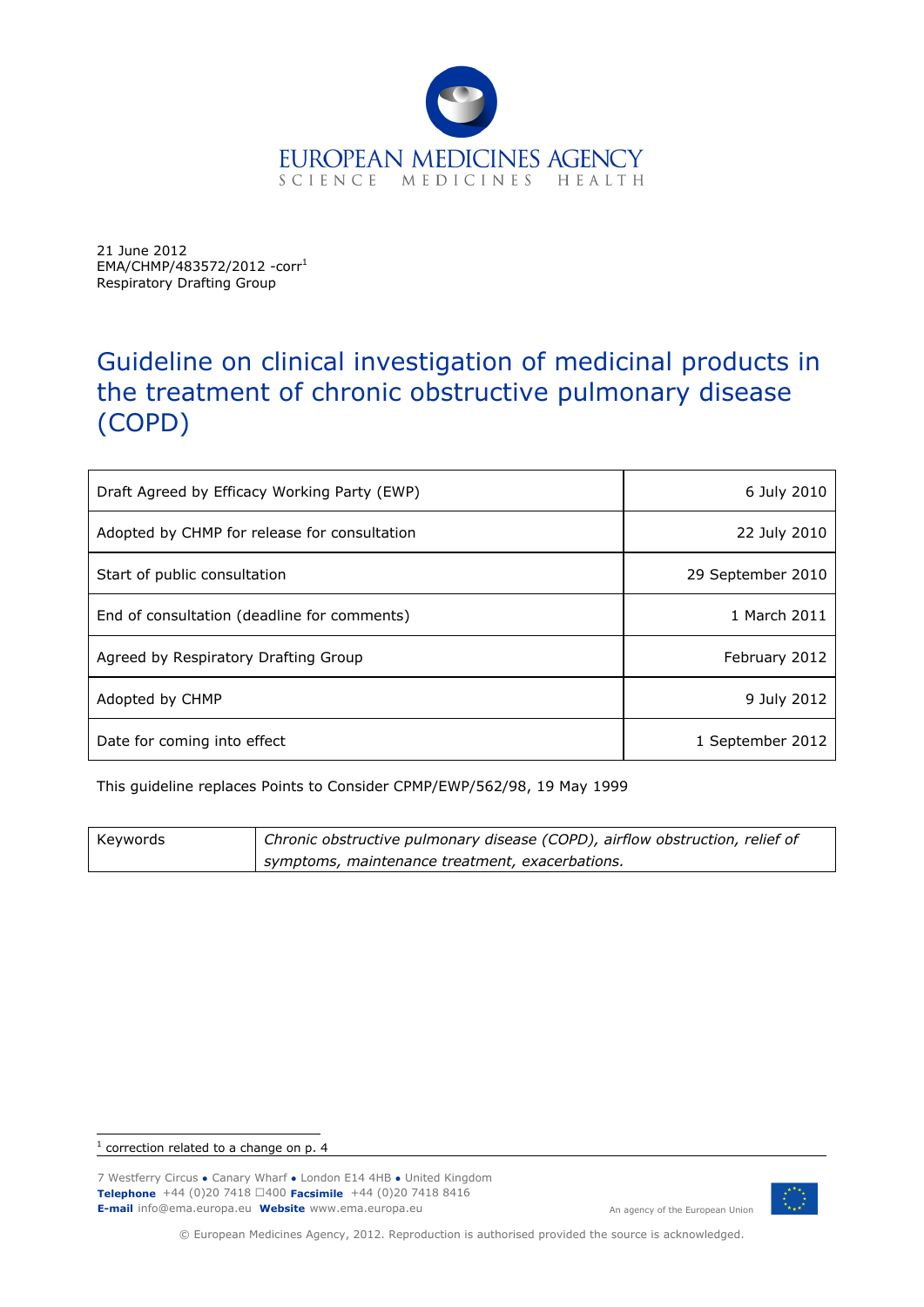EUROPEAN MEDICINES AGENCY
SCIENCE MEDICINES HEALTH

21 June 2012
EMA/CHMP/483572/2012 -corr[1]
Respiratory Drafting Group

# Guideline on clinical investigation of medicinal products in the treatment of chronic obstructive pulmonary disease (COPD)

| | |
|---|---|
| Draft Agreed by Efficacy Working Party (EWP) | 6 July 2010 |
| Adopted by CHMP for release for consultation | 22 July 2010 |
| Start of public consultation | 29 September 2010 |
| End of consultation (deadline for comments) | 1 March 2011 |
| Agreed by Respiratory Drafting Group | February 2012 |
| Adopted by CHMP | 9 July 2012 |
| Date for coming into effect | 1 September 2012 |

This guideline replaces Points to Consider CPMP/EWP/562/98, 19 May 1999

| | |
|---|---|
| Keywords | *Chronic obstructive pulmonary disease (COPD), airflow obstruction, relief of symptoms, maintenance treatment, exacerbations.* |

[1] correction related to a change on p. 4

7 Westferry Circus ● Canary Wharf ● London E14 4HB ● United Kingdom
**Telephone** +44 (0)20 7418 8400 **Facsimile** +44 (0)20 7418 8416
**E-mail** info@ema.europa.eu **Website** www.ema.europa.eu

An agency of the European Union

© European Medicines Agency, 2012. Reproduction is authorised provided the source is acknowledged.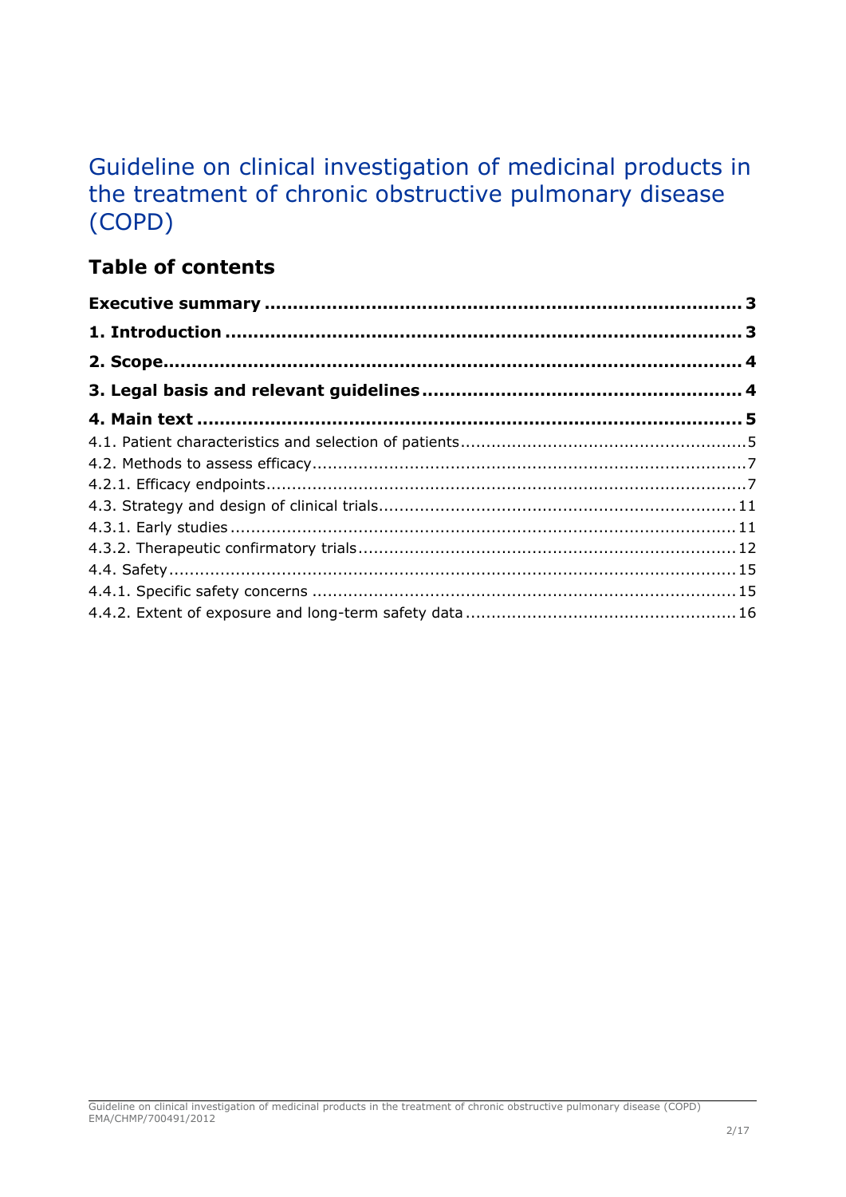# Guideline on clinical investigation of medicinal products in the treatment of chronic obstructive pulmonary disease (COPD)

## Table of contents

**Executive summary ..................................................................................... 3**

**1. Introduction ............................................................................................ 3**

**2. Scope....................................................................................................... 4**

**3. Legal basis and relevant guidelines ......................................................... 4**

**4. Main text ................................................................................................. 5**

4.1. Patient characteristics and selection of patients........................................................5

4.2. Methods to assess efficacy.....................................................................................7

4.2.1. Efficacy endpoints.............................................................................................7

4.3. Strategy and design of clinical trials.....................................................................11

4.3.1. Early studies..................................................................................................11

4.3.2. Therapeutic confirmatory trials.........................................................................12

4.4. Safety.............................................................................................................15

4.4.1. Specific safety concerns ..................................................................................15

4.4.2. Extent of exposure and long-term safety data .....................................................16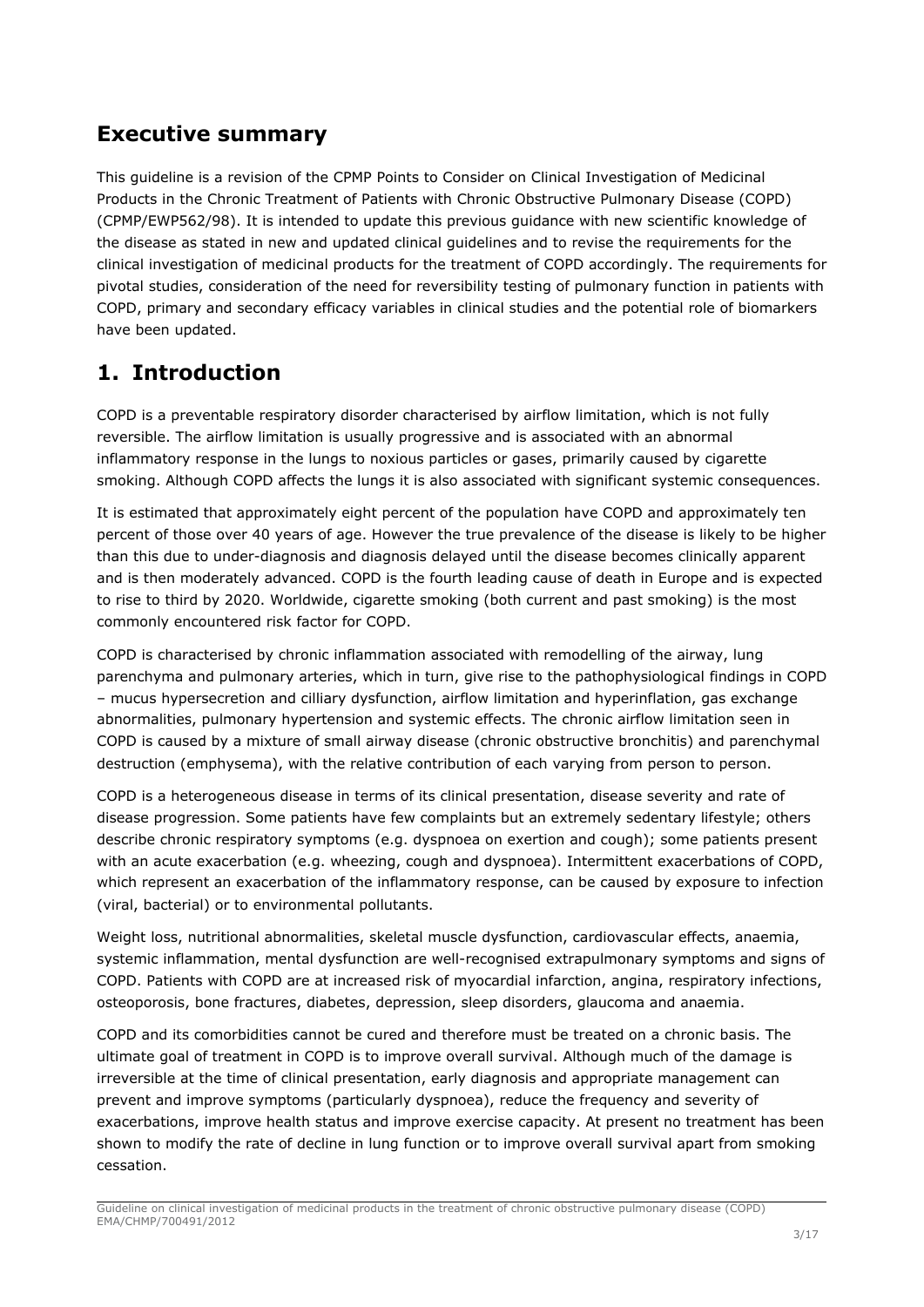## Executive summary

This guideline is a revision of the CPMP Points to Consider on Clinical Investigation of Medicinal Products in the Chronic Treatment of Patients with Chronic Obstructive Pulmonary Disease (COPD) (CPMP/EWP562/98). It is intended to update this previous guidance with new scientific knowledge of the disease as stated in new and updated clinical guidelines and to revise the requirements for the clinical investigation of medicinal products for the treatment of COPD accordingly. The requirements for pivotal studies, consideration of the need for reversibility testing of pulmonary function in patients with COPD, primary and secondary efficacy variables in clinical studies and the potential role of biomarkers have been updated.

## 1. Introduction

COPD is a preventable respiratory disorder characterised by airflow limitation, which is not fully reversible. The airflow limitation is usually progressive and is associated with an abnormal inflammatory response in the lungs to noxious particles or gases, primarily caused by cigarette smoking. Although COPD affects the lungs it is also associated with significant systemic consequences.

It is estimated that approximately eight percent of the population have COPD and approximately ten percent of those over 40 years of age. However the true prevalence of the disease is likely to be higher than this due to under-diagnosis and diagnosis delayed until the disease becomes clinically apparent and is then moderately advanced. COPD is the fourth leading cause of death in Europe and is expected to rise to third by 2020. Worldwide, cigarette smoking (both current and past smoking) is the most commonly encountered risk factor for COPD.

COPD is characterised by chronic inflammation associated with remodelling of the airway, lung parenchyma and pulmonary arteries, which in turn, give rise to the pathophysiological findings in COPD – mucus hypersecretion and cilliary dysfunction, airflow limitation and hyperinflation, gas exchange abnormalities, pulmonary hypertension and systemic effects. The chronic airflow limitation seen in COPD is caused by a mixture of small airway disease (chronic obstructive bronchitis) and parenchymal destruction (emphysema), with the relative contribution of each varying from person to person.

COPD is a heterogeneous disease in terms of its clinical presentation, disease severity and rate of disease progression. Some patients have few complaints but an extremely sedentary lifestyle; others describe chronic respiratory symptoms (e.g. dyspnoea on exertion and cough); some patients present with an acute exacerbation (e.g. wheezing, cough and dyspnoea). Intermittent exacerbations of COPD, which represent an exacerbation of the inflammatory response, can be caused by exposure to infection (viral, bacterial) or to environmental pollutants.

Weight loss, nutritional abnormalities, skeletal muscle dysfunction, cardiovascular effects, anaemia, systemic inflammation, mental dysfunction are well-recognised extrapulmonary symptoms and signs of COPD. Patients with COPD are at increased risk of myocardial infarction, angina, respiratory infections, osteoporosis, bone fractures, diabetes, depression, sleep disorders, glaucoma and anaemia.

COPD and its comorbidities cannot be cured and therefore must be treated on a chronic basis. The ultimate goal of treatment in COPD is to improve overall survival. Although much of the damage is irreversible at the time of clinical presentation, early diagnosis and appropriate management can prevent and improve symptoms (particularly dyspnoea), reduce the frequency and severity of exacerbations, improve health status and improve exercise capacity. At present no treatment has been shown to modify the rate of decline in lung function or to improve overall survival apart from smoking cessation.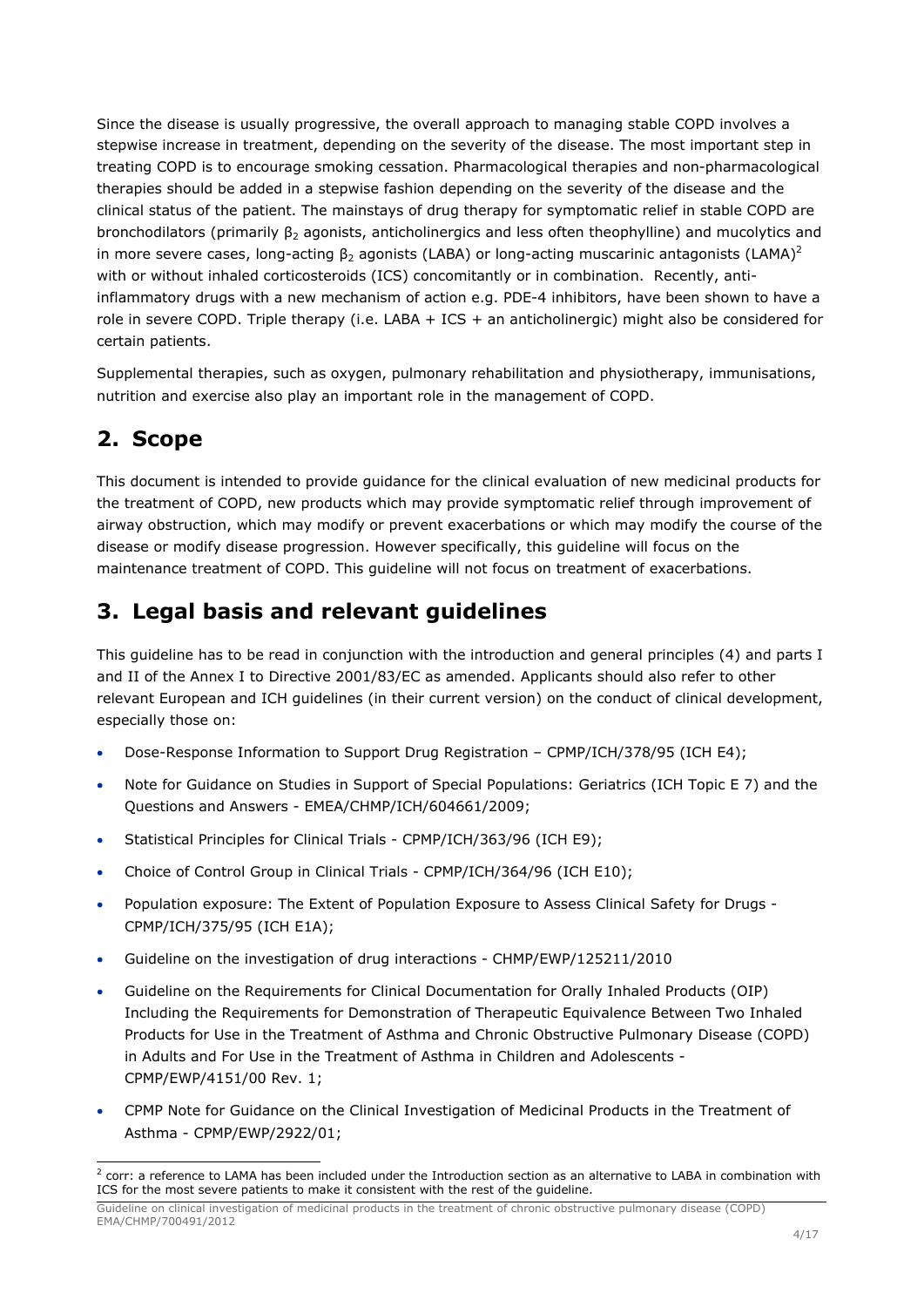Since the disease is usually progressive, the overall approach to managing stable COPD involves a stepwise increase in treatment, depending on the severity of the disease. The most important step in treating COPD is to encourage smoking cessation. Pharmacological therapies and non-pharmacological therapies should be added in a stepwise fashion depending on the severity of the disease and the clinical status of the patient. The mainstays of drug therapy for symptomatic relief in stable COPD are bronchodilators (primarily $\beta_2$ agonists, anticholinergics and less often theophylline) and mucolytics and in more severe cases, long-acting $\beta_2$ agonists (LABA) or long-acting muscarinic antagonists (LAMA)[2] with or without inhaled corticosteroids (ICS) concomitantly or in combination. Recently, anti-inflammatory drugs with a new mechanism of action e.g. PDE-4 inhibitors, have been shown to have a role in severe COPD. Triple therapy (i.e. LABA + ICS + an anticholinergic) might also be considered for certain patients.

Supplemental therapies, such as oxygen, pulmonary rehabilitation and physiotherapy, immunisations, nutrition and exercise also play an important role in the management of COPD.

## 2. Scope

This document is intended to provide guidance for the clinical evaluation of new medicinal products for the treatment of COPD, new products which may provide symptomatic relief through improvement of airway obstruction, which may modify or prevent exacerbations or which may modify the course of the disease or modify disease progression. However specifically, this guideline will focus on the maintenance treatment of COPD. This guideline will not focus on treatment of exacerbations.

## 3. Legal basis and relevant guidelines

This guideline has to be read in conjunction with the introduction and general principles (4) and parts I and II of the Annex I to Directive 2001/83/EC as amended. Applicants should also refer to other relevant European and ICH guidelines (in their current version) on the conduct of clinical development, especially those on:

- Dose-Response Information to Support Drug Registration – CPMP/ICH/378/95 (ICH E4);
- Note for Guidance on Studies in Support of Special Populations: Geriatrics (ICH Topic E 7) and the Questions and Answers - EMEA/CHMP/ICH/604661/2009;
- Statistical Principles for Clinical Trials - CPMP/ICH/363/96 (ICH E9);
- Choice of Control Group in Clinical Trials - CPMP/ICH/364/96 (ICH E10);
- Population exposure: The Extent of Population Exposure to Assess Clinical Safety for Drugs - CPMP/ICH/375/95 (ICH E1A);
- Guideline on the investigation of drug interactions - CHMP/EWP/125211/2010
- Guideline on the Requirements for Clinical Documentation for Orally Inhaled Products (OIP) Including the Requirements for Demonstration of Therapeutic Equivalence Between Two Inhaled Products for Use in the Treatment of Asthma and Chronic Obstructive Pulmonary Disease (COPD) in Adults and For Use in the Treatment of Asthma in Children and Adolescents - CPMP/EWP/4151/00 Rev. 1;
- CPMP Note for Guidance on the Clinical Investigation of Medicinal Products in the Treatment of Asthma - CPMP/EWP/2922/01;

[2] corr: a reference to LAMA has been included under the Introduction section as an alternative to LABA in combination with ICS for the most severe patients to make it consistent with the rest of the guideline.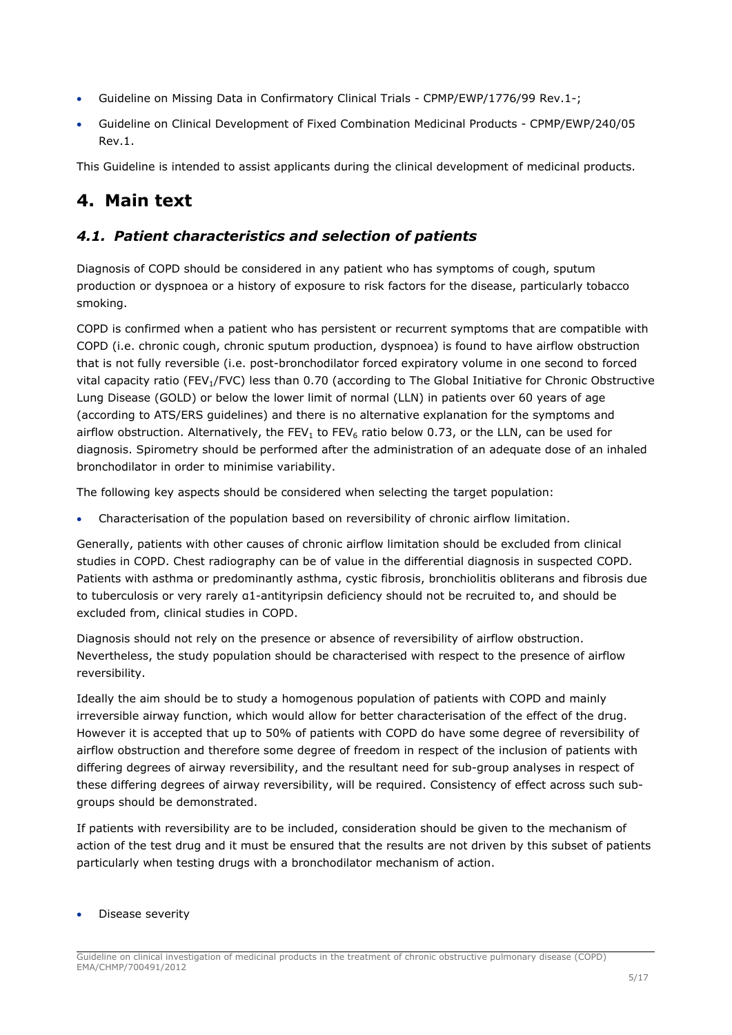- Guideline on Missing Data in Confirmatory Clinical Trials - CPMP/EWP/1776/99 Rev.1-;
- Guideline on Clinical Development of Fixed Combination Medicinal Products - CPMP/EWP/240/05 Rev.1.

This Guideline is intended to assist applicants during the clinical development of medicinal products.

# 4. Main text

## *4.1. Patient characteristics and selection of patients*

Diagnosis of COPD should be considered in any patient who has symptoms of cough, sputum production or dyspnoea or a history of exposure to risk factors for the disease, particularly tobacco smoking.

COPD is confirmed when a patient who has persistent or recurrent symptoms that are compatible with COPD (i.e. chronic cough, chronic sputum production, dyspnoea) is found to have airflow obstruction that is not fully reversible (i.e. post-bronchodilator forced expiratory volume in one second to forced vital capacity ratio ($FEV_1$/FVC) less than 0.70 (according to The Global Initiative for Chronic Obstructive Lung Disease (GOLD) or below the lower limit of normal (LLN) in patients over 60 years of age (according to ATS/ERS guidelines) and there is no alternative explanation for the symptoms and airflow obstruction. Alternatively, the $FEV_1$ to $FEV_6$ ratio below 0.73, or the LLN, can be used for diagnosis. Spirometry should be performed after the administration of an adequate dose of an inhaled bronchodilator in order to minimise variability.

The following key aspects should be considered when selecting the target population:

- Characterisation of the population based on reversibility of chronic airflow limitation.

Generally, patients with other causes of chronic airflow limitation should be excluded from clinical studies in COPD. Chest radiography can be of value in the differential diagnosis in suspected COPD. Patients with asthma or predominantly asthma, cystic fibrosis, bronchiolitis obliterans and fibrosis due to tuberculosis or very rarely α1-antityripsin deficiency should not be recruited to, and should be excluded from, clinical studies in COPD.

Diagnosis should not rely on the presence or absence of reversibility of airflow obstruction. Nevertheless, the study population should be characterised with respect to the presence of airflow reversibility.

Ideally the aim should be to study a homogenous population of patients with COPD and mainly irreversible airway function, which would allow for better characterisation of the effect of the drug. However it is accepted that up to 50% of patients with COPD do have some degree of reversibility of airflow obstruction and therefore some degree of freedom in respect of the inclusion of patients with differing degrees of airway reversibility, and the resultant need for sub-group analyses in respect of these differing degrees of airway reversibility, will be required. Consistency of effect across such sub-groups should be demonstrated.

If patients with reversibility are to be included, consideration should be given to the mechanism of action of the test drug and it must be ensured that the results are not driven by this subset of patients particularly when testing drugs with a bronchodilator mechanism of action.

- Disease severity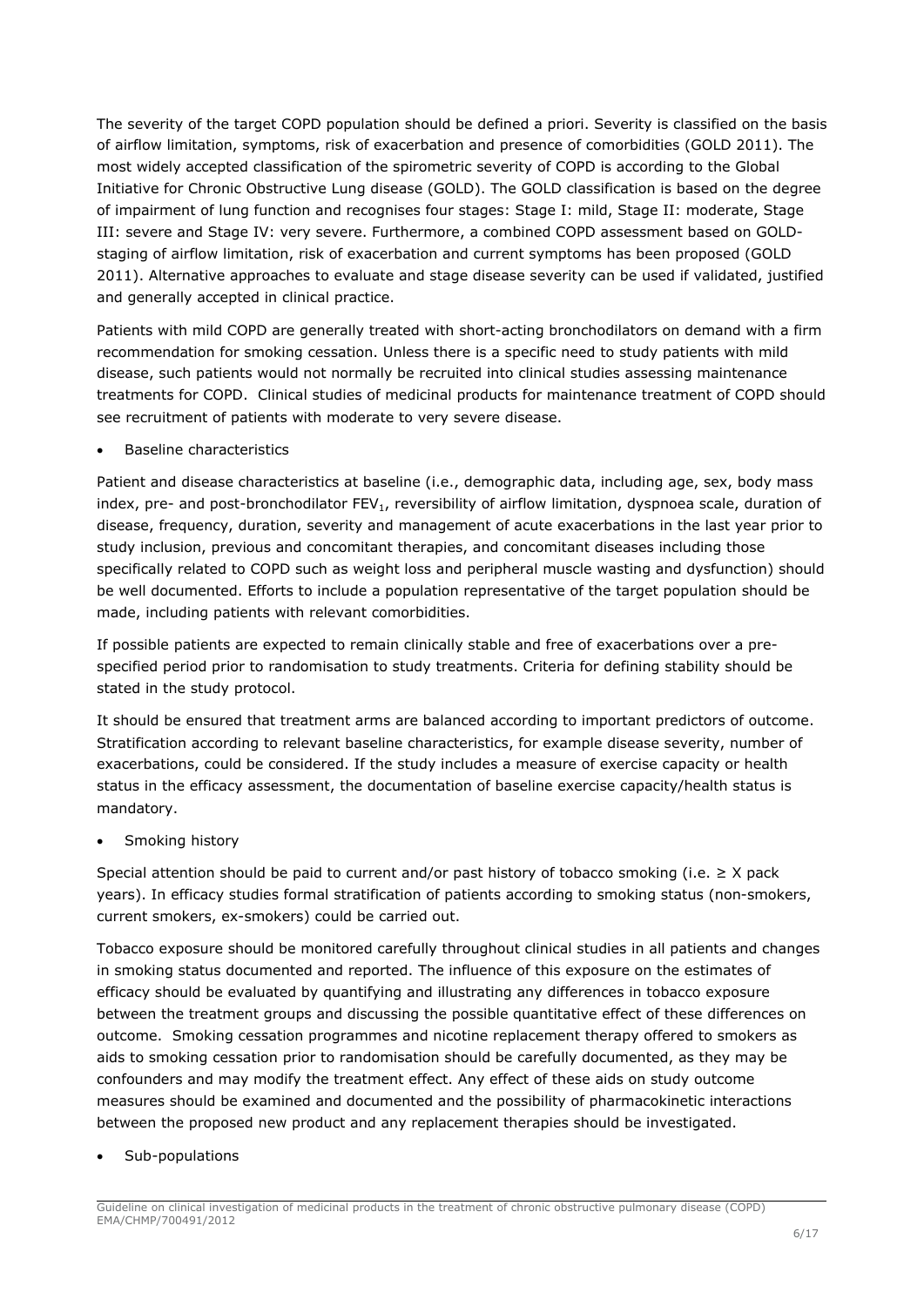The severity of the target COPD population should be defined a priori. Severity is classified on the basis of airflow limitation, symptoms, risk of exacerbation and presence of comorbidities (GOLD 2011). The most widely accepted classification of the spirometric severity of COPD is according to the Global Initiative for Chronic Obstructive Lung disease (GOLD). The GOLD classification is based on the degree of impairment of lung function and recognises four stages: Stage I: mild, Stage II: moderate, Stage III: severe and Stage IV: very severe. Furthermore, a combined COPD assessment based on GOLD-staging of airflow limitation, risk of exacerbation and current symptoms has been proposed (GOLD 2011). Alternative approaches to evaluate and stage disease severity can be used if validated, justified and generally accepted in clinical practice.

Patients with mild COPD are generally treated with short-acting bronchodilators on demand with a firm recommendation for smoking cessation. Unless there is a specific need to study patients with mild disease, such patients would not normally be recruited into clinical studies assessing maintenance treatments for COPD. Clinical studies of medicinal products for maintenance treatment of COPD should see recruitment of patients with moderate to very severe disease.

- Baseline characteristics

Patient and disease characteristics at baseline (i.e., demographic data, including age, sex, body mass index, pre- and post-bronchodilator $FEV_1$, reversibility of airflow limitation, dyspnoea scale, duration of disease, frequency, duration, severity and management of acute exacerbations in the last year prior to study inclusion, previous and concomitant therapies, and concomitant diseases including those specifically related to COPD such as weight loss and peripheral muscle wasting and dysfunction) should be well documented. Efforts to include a population representative of the target population should be made, including patients with relevant comorbidities.

If possible patients are expected to remain clinically stable and free of exacerbations over a pre-specified period prior to randomisation to study treatments. Criteria for defining stability should be stated in the study protocol.

It should be ensured that treatment arms are balanced according to important predictors of outcome. Stratification according to relevant baseline characteristics, for example disease severity, number of exacerbations, could be considered. If the study includes a measure of exercise capacity or health status in the efficacy assessment, the documentation of baseline exercise capacity/health status is mandatory.

- Smoking history

Special attention should be paid to current and/or past history of tobacco smoking (i.e. $\geq$ X pack years). In efficacy studies formal stratification of patients according to smoking status (non-smokers, current smokers, ex-smokers) could be carried out.

Tobacco exposure should be monitored carefully throughout clinical studies in all patients and changes in smoking status documented and reported. The influence of this exposure on the estimates of efficacy should be evaluated by quantifying and illustrating any differences in tobacco exposure between the treatment groups and discussing the possible quantitative effect of these differences on outcome. Smoking cessation programmes and nicotine replacement therapy offered to smokers as aids to smoking cessation prior to randomisation should be carefully documented, as they may be confounders and may modify the treatment effect. Any effect of these aids on study outcome measures should be examined and documented and the possibility of pharmacokinetic interactions between the proposed new product and any replacement therapies should be investigated.

- Sub-populations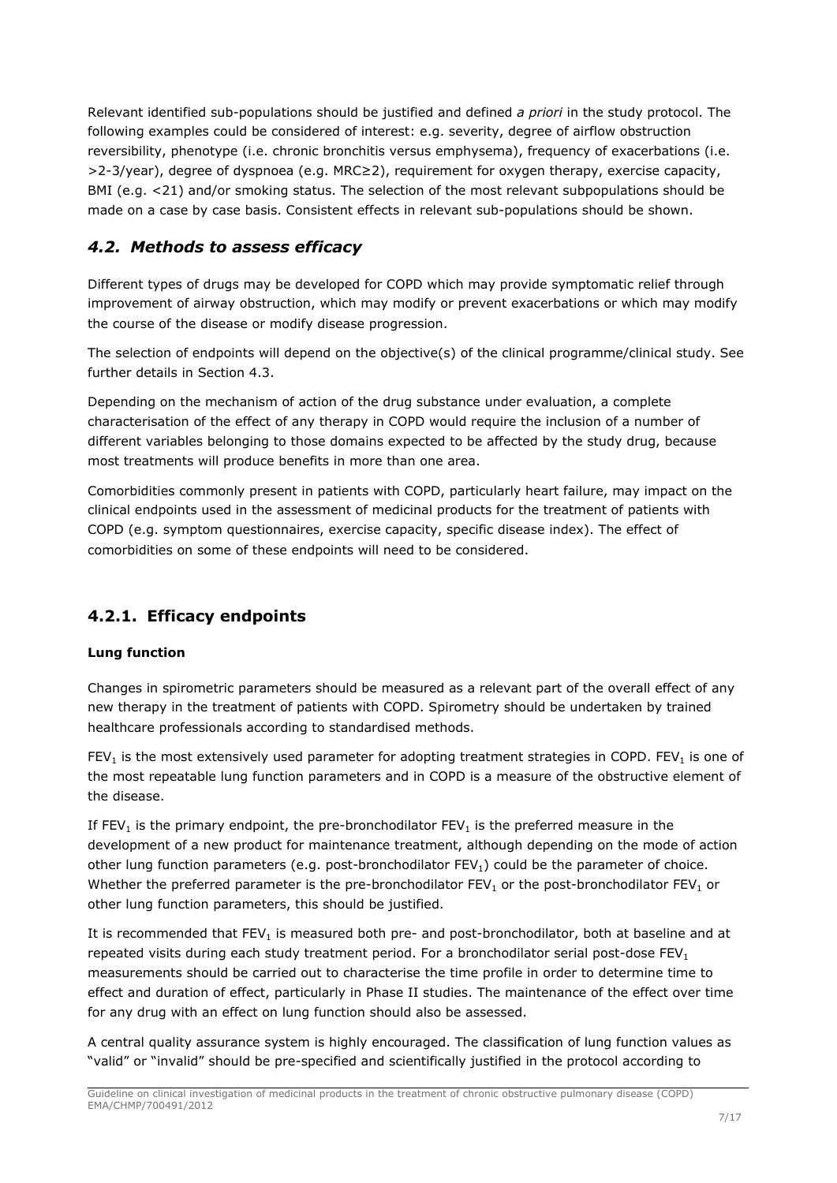Relevant identified sub-populations should be justified and defined *a priori* in the study protocol. The following examples could be considered of interest: e.g. severity, degree of airflow obstruction reversibility, phenotype (i.e. chronic bronchitis versus emphysema), frequency of exacerbations (i.e. >2-3/year), degree of dyspnoea (e.g. MRC≥2), requirement for oxygen therapy, exercise capacity, BMI (e.g. <21) and/or smoking status. The selection of the most relevant subpopulations should be made on a case by case basis. Consistent effects in relevant sub-populations should be shown.

## *4.2. Methods to assess efficacy*

Different types of drugs may be developed for COPD which may provide symptomatic relief through improvement of airway obstruction, which may modify or prevent exacerbations or which may modify the course of the disease or modify disease progression.

The selection of endpoints will depend on the objective(s) of the clinical programme/clinical study. See further details in Section 4.3.

Depending on the mechanism of action of the drug substance under evaluation, a complete characterisation of the effect of any therapy in COPD would require the inclusion of a number of different variables belonging to those domains expected to be affected by the study drug, because most treatments will produce benefits in more than one area.

Comorbidities commonly present in patients with COPD, particularly heart failure, may impact on the clinical endpoints used in the assessment of medicinal products for the treatment of patients with COPD (e.g. symptom questionnaires, exercise capacity, specific disease index). The effect of comorbidities on some of these endpoints will need to be considered.

### 4.2.1. Efficacy endpoints

**Lung function**

Changes in spirometric parameters should be measured as a relevant part of the overall effect of any new therapy in the treatment of patients with COPD. Spirometry should be undertaken by trained healthcare professionals according to standardised methods.

$FEV_1$ is the most extensively used parameter for adopting treatment strategies in COPD. $FEV_1$ is one of the most repeatable lung function parameters and in COPD is a measure of the obstructive element of the disease.

If $FEV_1$ is the primary endpoint, the pre-bronchodilator $FEV_1$ is the preferred measure in the development of a new product for maintenance treatment, although depending on the mode of action other lung function parameters (e.g. post-bronchodilator $FEV_1$) could be the parameter of choice. Whether the preferred parameter is the pre-bronchodilator $FEV_1$ or the post-bronchodilator $FEV_1$ or other lung function parameters, this should be justified.

It is recommended that $FEV_1$ is measured both pre- and post-bronchodilator, both at baseline and at repeated visits during each study treatment period. For a bronchodilator serial post-dose $FEV_1$ measurements should be carried out to characterise the time profile in order to determine time to effect and duration of effect, particularly in Phase II studies. The maintenance of the effect over time for any drug with an effect on lung function should also be assessed.

A central quality assurance system is highly encouraged. The classification of lung function values as "valid" or "invalid" should be pre-specified and scientifically justified in the protocol according to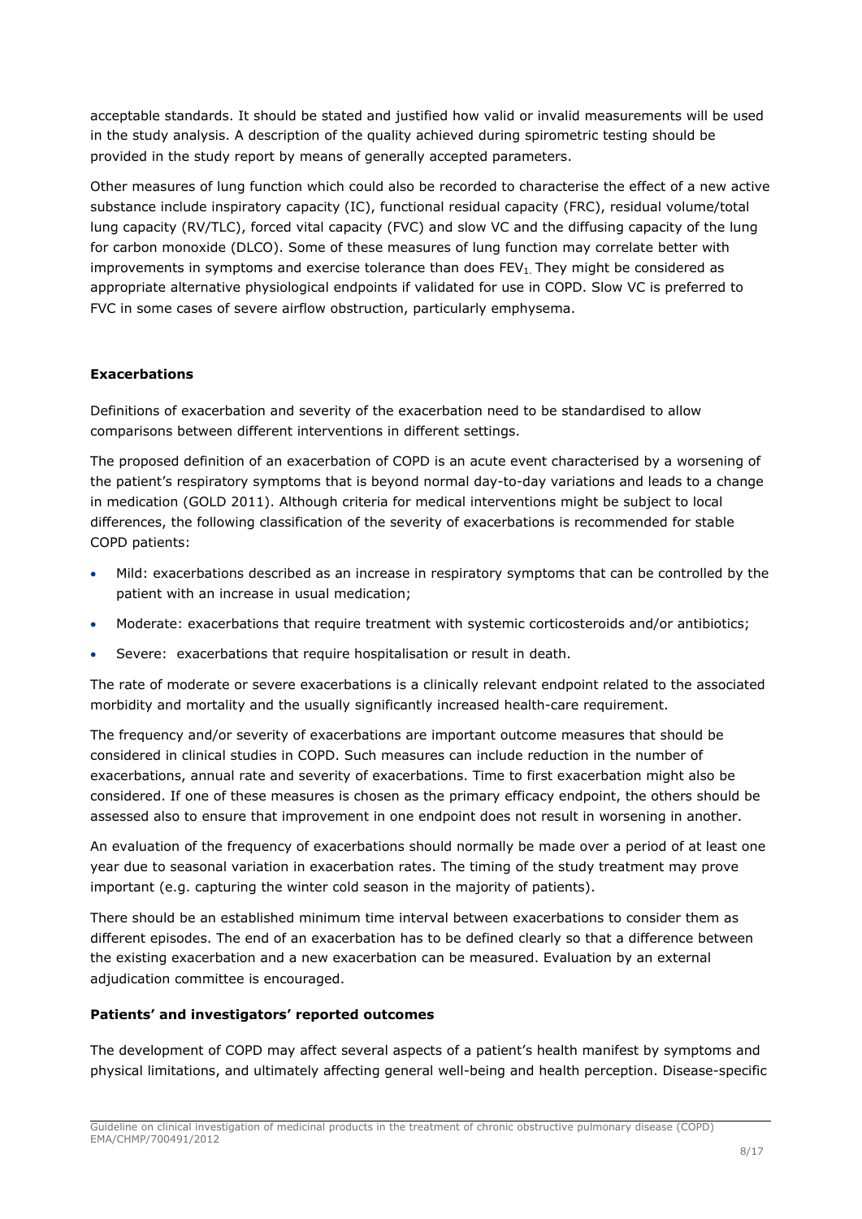acceptable standards. It should be stated and justified how valid or invalid measurements will be used in the study analysis. A description of the quality achieved during spirometric testing should be provided in the study report by means of generally accepted parameters.

Other measures of lung function which could also be recorded to characterise the effect of a new active substance include inspiratory capacity (IC), functional residual capacity (FRC), residual volume/total lung capacity (RV/TLC), forced vital capacity (FVC) and slow VC and the diffusing capacity of the lung for carbon monoxide (DLCO). Some of these measures of lung function may correlate better with improvements in symptoms and exercise tolerance than does $FEV_1$. They might be considered as appropriate alternative physiological endpoints if validated for use in COPD. Slow VC is preferred to FVC in some cases of severe airflow obstruction, particularly emphysema.

**Exacerbations**

Definitions of exacerbation and severity of the exacerbation need to be standardised to allow comparisons between different interventions in different settings.

The proposed definition of an exacerbation of COPD is an acute event characterised by a worsening of the patient's respiratory symptoms that is beyond normal day-to-day variations and leads to a change in medication (GOLD 2011). Although criteria for medical interventions might be subject to local differences, the following classification of the severity of exacerbations is recommended for stable COPD patients:

- Mild: exacerbations described as an increase in respiratory symptoms that can be controlled by the patient with an increase in usual medication;
- Moderate: exacerbations that require treatment with systemic corticosteroids and/or antibiotics;
- Severe: exacerbations that require hospitalisation or result in death.

The rate of moderate or severe exacerbations is a clinically relevant endpoint related to the associated morbidity and mortality and the usually significantly increased health-care requirement.

The frequency and/or severity of exacerbations are important outcome measures that should be considered in clinical studies in COPD. Such measures can include reduction in the number of exacerbations, annual rate and severity of exacerbations. Time to first exacerbation might also be considered. If one of these measures is chosen as the primary efficacy endpoint, the others should be assessed also to ensure that improvement in one endpoint does not result in worsening in another.

An evaluation of the frequency of exacerbations should normally be made over a period of at least one year due to seasonal variation in exacerbation rates. The timing of the study treatment may prove important (e.g. capturing the winter cold season in the majority of patients).

There should be an established minimum time interval between exacerbations to consider them as different episodes. The end of an exacerbation has to be defined clearly so that a difference between the existing exacerbation and a new exacerbation can be measured. Evaluation by an external adjudication committee is encouraged.

**Patients' and investigators' reported outcomes**

The development of COPD may affect several aspects of a patient's health manifest by symptoms and physical limitations, and ultimately affecting general well-being and health perception. Disease-specific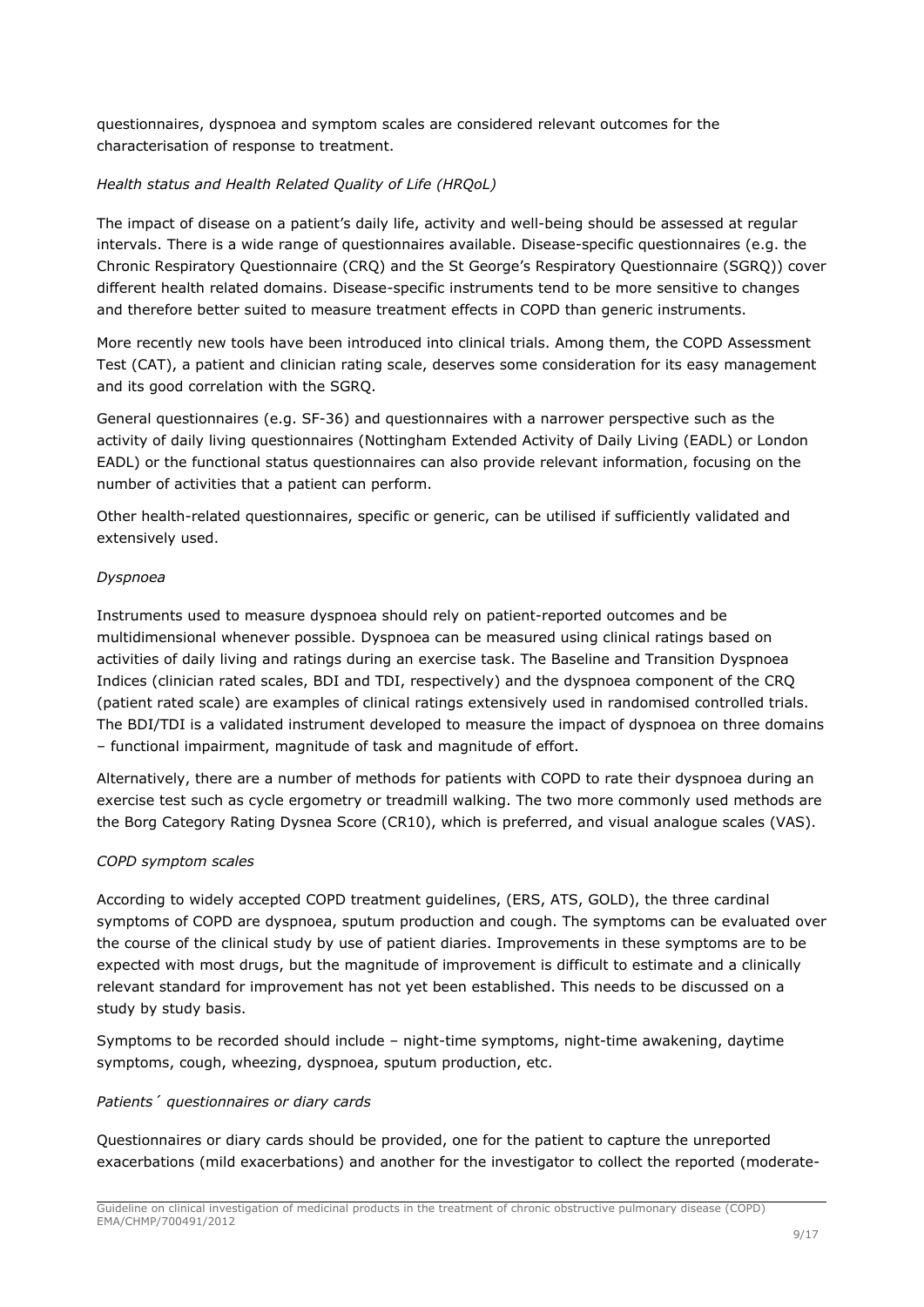questionnaires, dyspnoea and symptom scales are considered relevant outcomes for the characterisation of response to treatment.

*Health status and Health Related Quality of Life (HRQoL)*

The impact of disease on a patient's daily life, activity and well-being should be assessed at regular intervals. There is a wide range of questionnaires available. Disease-specific questionnaires (e.g. the Chronic Respiratory Questionnaire (CRQ) and the St George's Respiratory Questionnaire (SGRQ)) cover different health related domains. Disease-specific instruments tend to be more sensitive to changes and therefore better suited to measure treatment effects in COPD than generic instruments.

More recently new tools have been introduced into clinical trials. Among them, the COPD Assessment Test (CAT), a patient and clinician rating scale, deserves some consideration for its easy management and its good correlation with the SGRQ.

General questionnaires (e.g. SF-36) and questionnaires with a narrower perspective such as the activity of daily living questionnaires (Nottingham Extended Activity of Daily Living (EADL) or London EADL) or the functional status questionnaires can also provide relevant information, focusing on the number of activities that a patient can perform.

Other health-related questionnaires, specific or generic, can be utilised if sufficiently validated and extensively used.

*Dyspnoea*

Instruments used to measure dyspnoea should rely on patient-reported outcomes and be multidimensional whenever possible. Dyspnoea can be measured using clinical ratings based on activities of daily living and ratings during an exercise task. The Baseline and Transition Dyspnoea Indices (clinician rated scales, BDI and TDI, respectively) and the dyspnoea component of the CRQ (patient rated scale) are examples of clinical ratings extensively used in randomised controlled trials. The BDI/TDI is a validated instrument developed to measure the impact of dyspnoea on three domains – functional impairment, magnitude of task and magnitude of effort.

Alternatively, there are a number of methods for patients with COPD to rate their dyspnoea during an exercise test such as cycle ergometry or treadmill walking. The two more commonly used methods are the Borg Category Rating Dysnea Score (CR10), which is preferred, and visual analogue scales (VAS).

*COPD symptom scales*

According to widely accepted COPD treatment guidelines, (ERS, ATS, GOLD), the three cardinal symptoms of COPD are dyspnoea, sputum production and cough. The symptoms can be evaluated over the course of the clinical study by use of patient diaries. Improvements in these symptoms are to be expected with most drugs, but the magnitude of improvement is difficult to estimate and a clinically relevant standard for improvement has not yet been established. This needs to be discussed on a study by study basis.

Symptoms to be recorded should include – night-time symptoms, night-time awakening, daytime symptoms, cough, wheezing, dyspnoea, sputum production, etc.

*Patients´ questionnaires or diary cards*

Questionnaires or diary cards should be provided, one for the patient to capture the unreported exacerbations (mild exacerbations) and another for the investigator to collect the reported (moderate-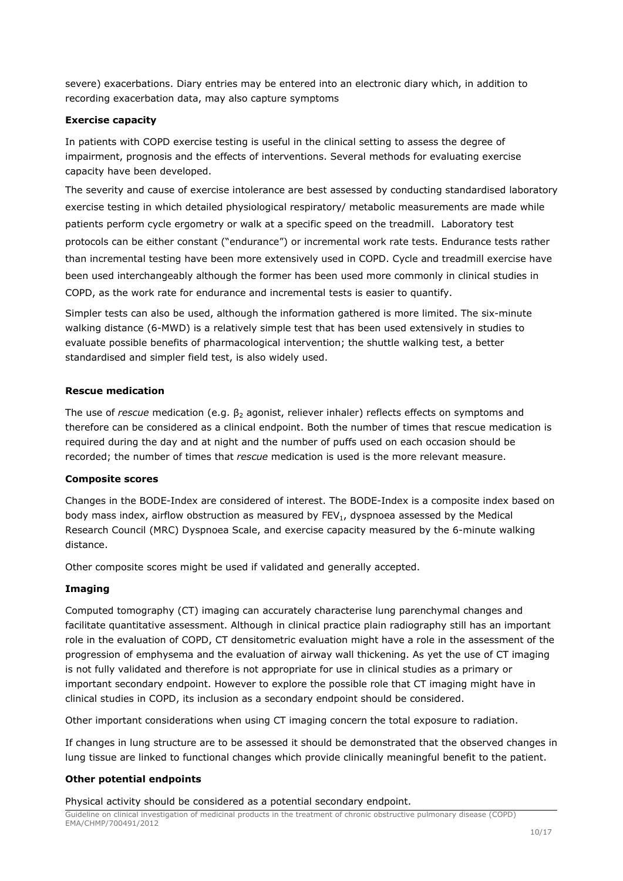severe) exacerbations. Diary entries may be entered into an electronic diary which, in addition to recording exacerbation data, may also capture symptoms

**Exercise capacity**

In patients with COPD exercise testing is useful in the clinical setting to assess the degree of impairment, prognosis and the effects of interventions. Several methods for evaluating exercise capacity have been developed.

The severity and cause of exercise intolerance are best assessed by conducting standardised laboratory exercise testing in which detailed physiological respiratory/ metabolic measurements are made while patients perform cycle ergometry or walk at a specific speed on the treadmill. Laboratory test protocols can be either constant ("endurance") or incremental work rate tests. Endurance tests rather than incremental testing have been more extensively used in COPD. Cycle and treadmill exercise have been used interchangeably although the former has been used more commonly in clinical studies in COPD, as the work rate for endurance and incremental tests is easier to quantify.

Simpler tests can also be used, although the information gathered is more limited. The six-minute walking distance (6-MWD) is a relatively simple test that has been used extensively in studies to evaluate possible benefits of pharmacological intervention; the shuttle walking test, a better standardised and simpler field test, is also widely used.

**Rescue medication**

The use of *rescue* medication (e.g. $\beta_2$ agonist, reliever inhaler) reflects effects on symptoms and therefore can be considered as a clinical endpoint. Both the number of times that rescue medication is required during the day and at night and the number of puffs used on each occasion should be recorded; the number of times that *rescue* medication is used is the more relevant measure.

**Composite scores**

Changes in the BODE-Index are considered of interest. The BODE-Index is a composite index based on body mass index, airflow obstruction as measured by $FEV_1$, dyspnoea assessed by the Medical Research Council (MRC) Dyspnoea Scale, and exercise capacity measured by the 6-minute walking distance.

Other composite scores might be used if validated and generally accepted.

**Imaging**

Computed tomography (CT) imaging can accurately characterise lung parenchymal changes and facilitate quantitative assessment. Although in clinical practice plain radiography still has an important role in the evaluation of COPD, CT densitometric evaluation might have a role in the assessment of the progression of emphysema and the evaluation of airway wall thickening. As yet the use of CT imaging is not fully validated and therefore is not appropriate for use in clinical studies as a primary or important secondary endpoint. However to explore the possible role that CT imaging might have in clinical studies in COPD, its inclusion as a secondary endpoint should be considered.

Other important considerations when using CT imaging concern the total exposure to radiation.

If changes in lung structure are to be assessed it should be demonstrated that the observed changes in lung tissue are linked to functional changes which provide clinically meaningful benefit to the patient.

**Other potential endpoints**

Physical activity should be considered as a potential secondary endpoint.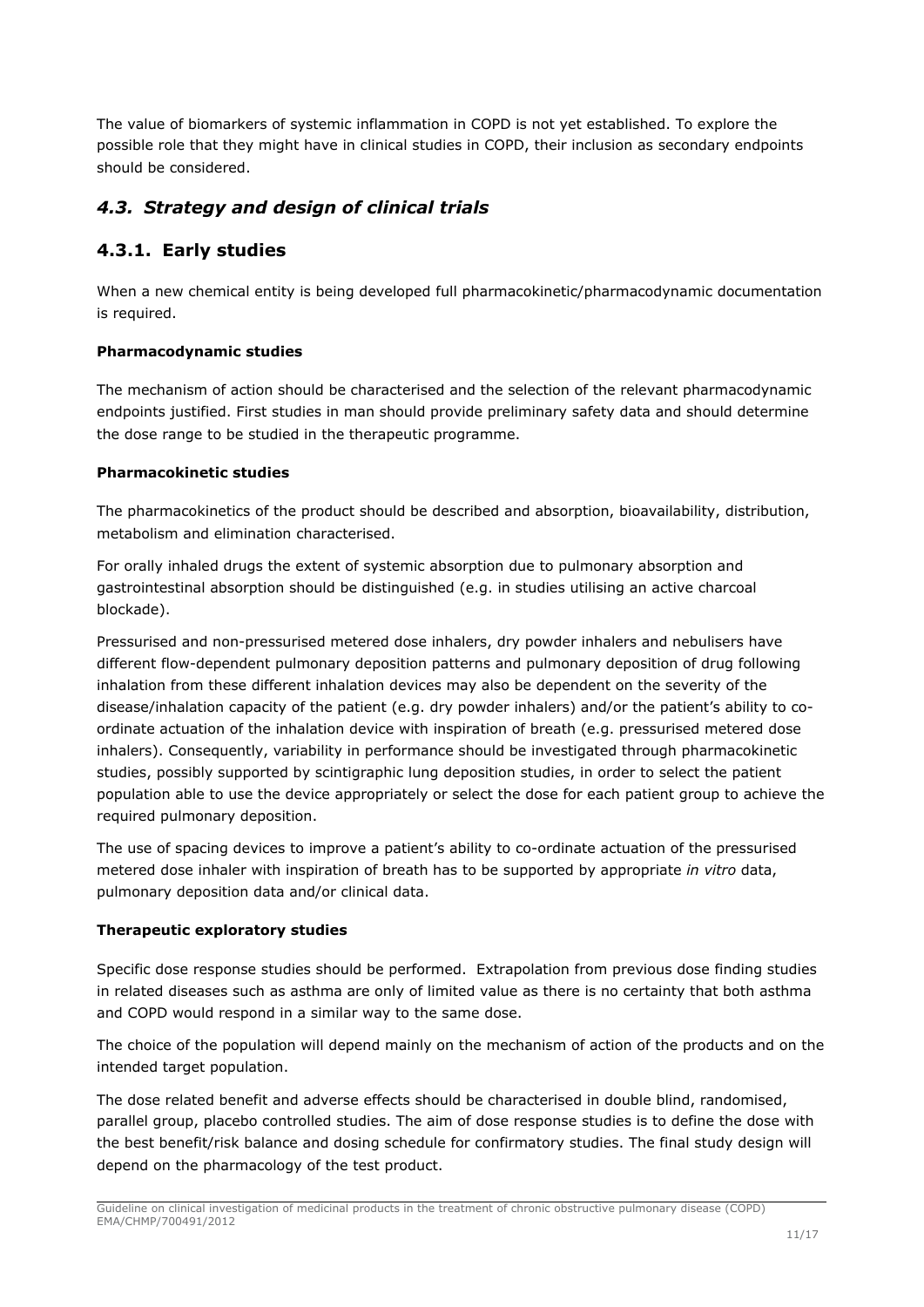The value of biomarkers of systemic inflammation in COPD is not yet established. To explore the possible role that they might have in clinical studies in COPD, their inclusion as secondary endpoints should be considered.

## *4.3. Strategy and design of clinical trials*

### 4.3.1. Early studies

When a new chemical entity is being developed full pharmacokinetic/pharmacodynamic documentation is required.

**Pharmacodynamic studies**

The mechanism of action should be characterised and the selection of the relevant pharmacodynamic endpoints justified. First studies in man should provide preliminary safety data and should determine the dose range to be studied in the therapeutic programme.

**Pharmacokinetic studies**

The pharmacokinetics of the product should be described and absorption, bioavailability, distribution, metabolism and elimination characterised.

For orally inhaled drugs the extent of systemic absorption due to pulmonary absorption and gastrointestinal absorption should be distinguished (e.g. in studies utilising an active charcoal blockade).

Pressurised and non-pressurised metered dose inhalers, dry powder inhalers and nebulisers have different flow-dependent pulmonary deposition patterns and pulmonary deposition of drug following inhalation from these different inhalation devices may also be dependent on the severity of the disease/inhalation capacity of the patient (e.g. dry powder inhalers) and/or the patient's ability to co-ordinate actuation of the inhalation device with inspiration of breath (e.g. pressurised metered dose inhalers). Consequently, variability in performance should be investigated through pharmacokinetic studies, possibly supported by scintigraphic lung deposition studies, in order to select the patient population able to use the device appropriately or select the dose for each patient group to achieve the required pulmonary deposition.

The use of spacing devices to improve a patient's ability to co-ordinate actuation of the pressurised metered dose inhaler with inspiration of breath has to be supported by appropriate *in vitro* data, pulmonary deposition data and/or clinical data.

**Therapeutic exploratory studies**

Specific dose response studies should be performed. Extrapolation from previous dose finding studies in related diseases such as asthma are only of limited value as there is no certainty that both asthma and COPD would respond in a similar way to the same dose.

The choice of the population will depend mainly on the mechanism of action of the products and on the intended target population.

The dose related benefit and adverse effects should be characterised in double blind, randomised, parallel group, placebo controlled studies. The aim of dose response studies is to define the dose with the best benefit/risk balance and dosing schedule for confirmatory studies. The final study design will depend on the pharmacology of the test product.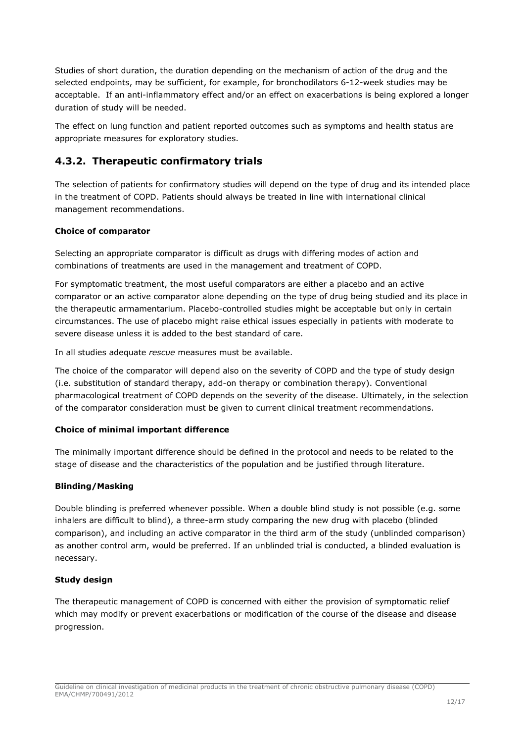Studies of short duration, the duration depending on the mechanism of action of the drug and the selected endpoints, may be sufficient, for example, for bronchodilators 6-12-week studies may be acceptable. If an anti-inflammatory effect and/or an effect on exacerbations is being explored a longer duration of study will be needed.

The effect on lung function and patient reported outcomes such as symptoms and health status are appropriate measures for exploratory studies.

## 4.3.2. Therapeutic confirmatory trials

The selection of patients for confirmatory studies will depend on the type of drug and its intended place in the treatment of COPD. Patients should always be treated in line with international clinical management recommendations.

**Choice of comparator**

Selecting an appropriate comparator is difficult as drugs with differing modes of action and combinations of treatments are used in the management and treatment of COPD.

For symptomatic treatment, the most useful comparators are either a placebo and an active comparator or an active comparator alone depending on the type of drug being studied and its place in the therapeutic armamentarium. Placebo-controlled studies might be acceptable but only in certain circumstances. The use of placebo might raise ethical issues especially in patients with moderate to severe disease unless it is added to the best standard of care.

In all studies adequate *rescue* measures must be available.

The choice of the comparator will depend also on the severity of COPD and the type of study design (i.e. substitution of standard therapy, add-on therapy or combination therapy). Conventional pharmacological treatment of COPD depends on the severity of the disease. Ultimately, in the selection of the comparator consideration must be given to current clinical treatment recommendations.

**Choice of minimal important difference**

The minimally important difference should be defined in the protocol and needs to be related to the stage of disease and the characteristics of the population and be justified through literature.

**Blinding/Masking**

Double blinding is preferred whenever possible. When a double blind study is not possible (e.g. some inhalers are difficult to blind), a three-arm study comparing the new drug with placebo (blinded comparison), and including an active comparator in the third arm of the study (unblinded comparison) as another control arm, would be preferred. If an unblinded trial is conducted, a blinded evaluation is necessary.

**Study design**

The therapeutic management of COPD is concerned with either the provision of symptomatic relief which may modify or prevent exacerbations or modification of the course of the disease and disease progression.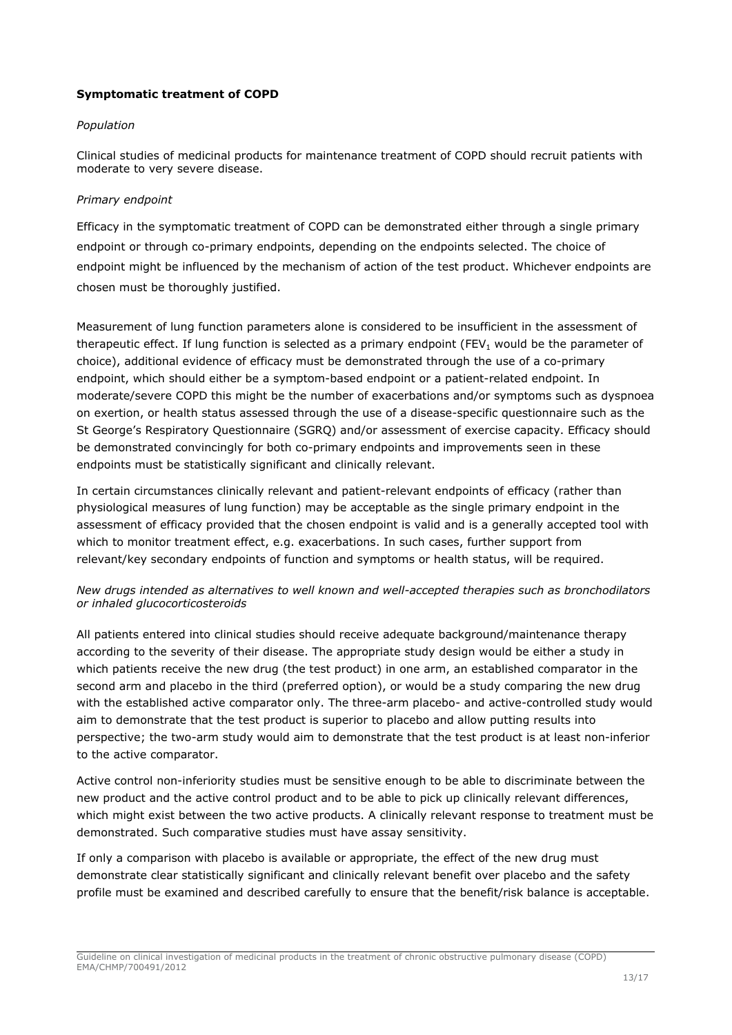**Symptomatic treatment of COPD**

*Population*

Clinical studies of medicinal products for maintenance treatment of COPD should recruit patients with moderate to very severe disease.

*Primary endpoint*

Efficacy in the symptomatic treatment of COPD can be demonstrated either through a single primary endpoint or through co-primary endpoints, depending on the endpoints selected. The choice of endpoint might be influenced by the mechanism of action of the test product. Whichever endpoints are chosen must be thoroughly justified.

Measurement of lung function parameters alone is considered to be insufficient in the assessment of therapeutic effect. If lung function is selected as a primary endpoint ($FEV_1$ would be the parameter of choice), additional evidence of efficacy must be demonstrated through the use of a co-primary endpoint, which should either be a symptom-based endpoint or a patient-related endpoint. In moderate/severe COPD this might be the number of exacerbations and/or symptoms such as dyspnoea on exertion, or health status assessed through the use of a disease-specific questionnaire such as the St George's Respiratory Questionnaire (SGRQ) and/or assessment of exercise capacity. Efficacy should be demonstrated convincingly for both co-primary endpoints and improvements seen in these endpoints must be statistically significant and clinically relevant.

In certain circumstances clinically relevant and patient-relevant endpoints of efficacy (rather than physiological measures of lung function) may be acceptable as the single primary endpoint in the assessment of efficacy provided that the chosen endpoint is valid and is a generally accepted tool with which to monitor treatment effect, e.g. exacerbations. In such cases, further support from relevant/key secondary endpoints of function and symptoms or health status, will be required.

*New drugs intended as alternatives to well known and well-accepted therapies such as bronchodilators or inhaled glucocorticosteroids*

All patients entered into clinical studies should receive adequate background/maintenance therapy according to the severity of their disease. The appropriate study design would be either a study in which patients receive the new drug (the test product) in one arm, an established comparator in the second arm and placebo in the third (preferred option), or would be a study comparing the new drug with the established active comparator only. The three-arm placebo- and active-controlled study would aim to demonstrate that the test product is superior to placebo and allow putting results into perspective; the two-arm study would aim to demonstrate that the test product is at least non-inferior to the active comparator.

Active control non-inferiority studies must be sensitive enough to be able to discriminate between the new product and the active control product and to be able to pick up clinically relevant differences, which might exist between the two active products. A clinically relevant response to treatment must be demonstrated. Such comparative studies must have assay sensitivity.

If only a comparison with placebo is available or appropriate, the effect of the new drug must demonstrate clear statistically significant and clinically relevant benefit over placebo and the safety profile must be examined and described carefully to ensure that the benefit/risk balance is acceptable.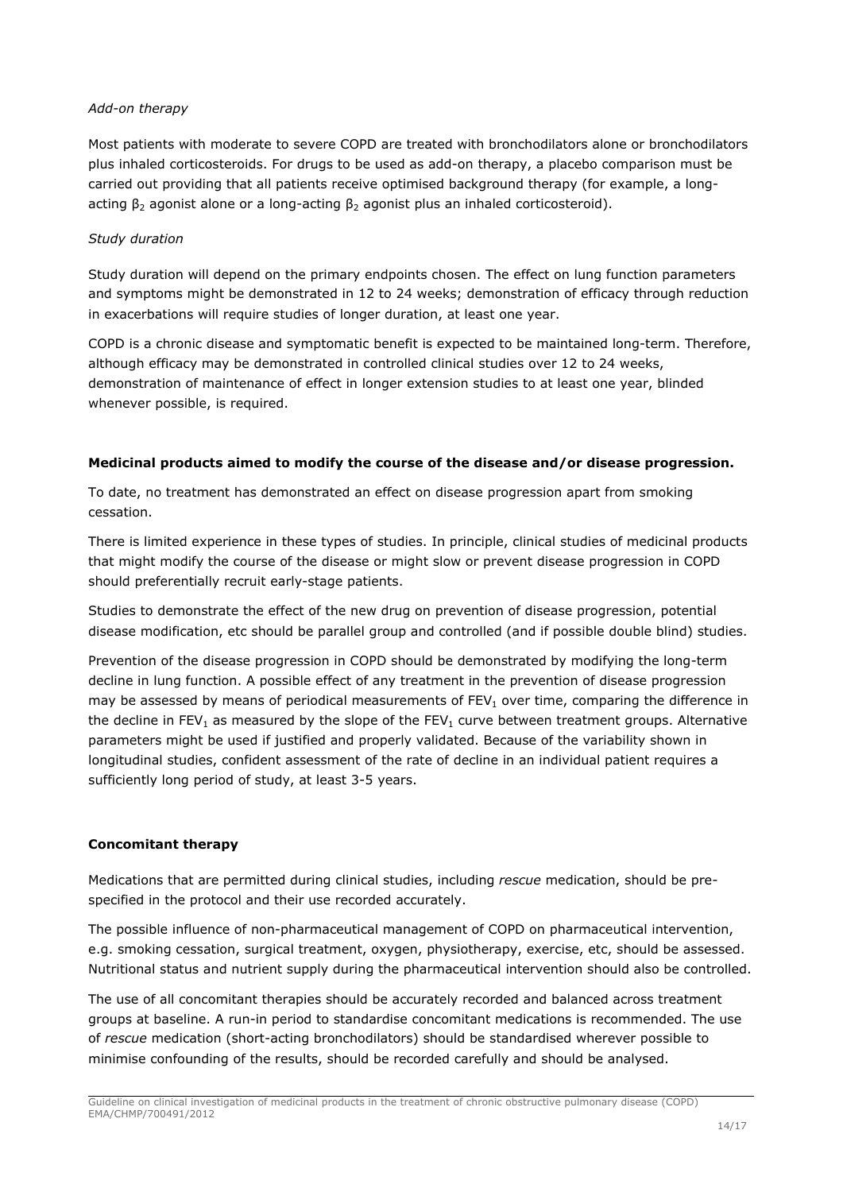*Add-on therapy*

Most patients with moderate to severe COPD are treated with bronchodilators alone or bronchodilators plus inhaled corticosteroids. For drugs to be used as add-on therapy, a placebo comparison must be carried out providing that all patients receive optimised background therapy (for example, a long-acting $\beta_2$ agonist alone or a long-acting $\beta_2$ agonist plus an inhaled corticosteroid).

*Study duration*

Study duration will depend on the primary endpoints chosen. The effect on lung function parameters and symptoms might be demonstrated in 12 to 24 weeks; demonstration of efficacy through reduction in exacerbations will require studies of longer duration, at least one year.

COPD is a chronic disease and symptomatic benefit is expected to be maintained long-term. Therefore, although efficacy may be demonstrated in controlled clinical studies over 12 to 24 weeks, demonstration of maintenance of effect in longer extension studies to at least one year, blinded whenever possible, is required.

**Medicinal products aimed to modify the course of the disease and/or disease progression.**

To date, no treatment has demonstrated an effect on disease progression apart from smoking cessation.

There is limited experience in these types of studies. In principle, clinical studies of medicinal products that might modify the course of the disease or might slow or prevent disease progression in COPD should preferentially recruit early-stage patients.

Studies to demonstrate the effect of the new drug on prevention of disease progression, potential disease modification, etc should be parallel group and controlled (and if possible double blind) studies.

Prevention of the disease progression in COPD should be demonstrated by modifying the long-term decline in lung function. A possible effect of any treatment in the prevention of disease progression may be assessed by means of periodical measurements of $FEV_1$ over time, comparing the difference in the decline in $FEV_1$ as measured by the slope of the $FEV_1$ curve between treatment groups. Alternative parameters might be used if justified and properly validated. Because of the variability shown in longitudinal studies, confident assessment of the rate of decline in an individual patient requires a sufficiently long period of study, at least 3-5 years.

**Concomitant therapy**

Medications that are permitted during clinical studies, including *rescue* medication, should be pre-specified in the protocol and their use recorded accurately.

The possible influence of non-pharmaceutical management of COPD on pharmaceutical intervention, e.g. smoking cessation, surgical treatment, oxygen, physiotherapy, exercise, etc, should be assessed. Nutritional status and nutrient supply during the pharmaceutical intervention should also be controlled.

The use of all concomitant therapies should be accurately recorded and balanced across treatment groups at baseline. A run-in period to standardise concomitant medications is recommended. The use of *rescue* medication (short-acting bronchodilators) should be standardised wherever possible to minimise confounding of the results, should be recorded carefully and should be analysed.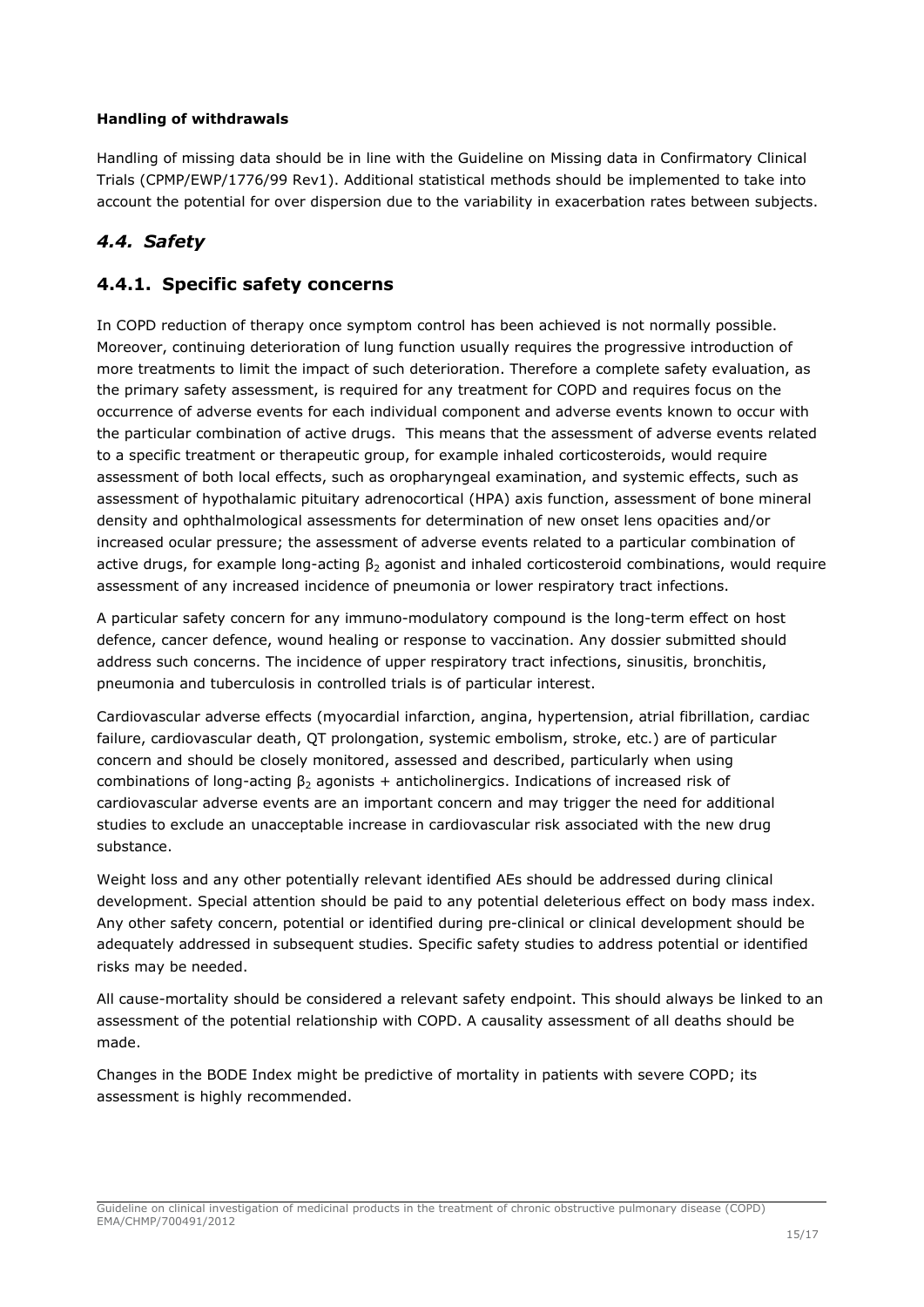**Handling of withdrawals**

Handling of missing data should be in line with the Guideline on Missing data in Confirmatory Clinical Trials (CPMP/EWP/1776/99 Rev1). Additional statistical methods should be implemented to take into account the potential for over dispersion due to the variability in exacerbation rates between subjects.

## *4.4. Safety*

### 4.4.1. Specific safety concerns

In COPD reduction of therapy once symptom control has been achieved is not normally possible. Moreover, continuing deterioration of lung function usually requires the progressive introduction of more treatments to limit the impact of such deterioration. Therefore a complete safety evaluation, as the primary safety assessment, is required for any treatment for COPD and requires focus on the occurrence of adverse events for each individual component and adverse events known to occur with the particular combination of active drugs. This means that the assessment of adverse events related to a specific treatment or therapeutic group, for example inhaled corticosteroids, would require assessment of both local effects, such as oropharyngeal examination, and systemic effects, such as assessment of hypothalamic pituitary adrenocortical (HPA) axis function, assessment of bone mineral density and ophthalmological assessments for determination of new onset lens opacities and/or increased ocular pressure; the assessment of adverse events related to a particular combination of active drugs, for example long-acting $\beta_2$ agonist and inhaled corticosteroid combinations, would require assessment of any increased incidence of pneumonia or lower respiratory tract infections.

A particular safety concern for any immuno-modulatory compound is the long-term effect on host defence, cancer defence, wound healing or response to vaccination. Any dossier submitted should address such concerns. The incidence of upper respiratory tract infections, sinusitis, bronchitis, pneumonia and tuberculosis in controlled trials is of particular interest.

Cardiovascular adverse effects (myocardial infarction, angina, hypertension, atrial fibrillation, cardiac failure, cardiovascular death, QT prolongation, systemic embolism, stroke, etc.) are of particular concern and should be closely monitored, assessed and described, particularly when using combinations of long-acting $\beta_2$ agonists + anticholinergics. Indications of increased risk of cardiovascular adverse events are an important concern and may trigger the need for additional studies to exclude an unacceptable increase in cardiovascular risk associated with the new drug substance.

Weight loss and any other potentially relevant identified AEs should be addressed during clinical development. Special attention should be paid to any potential deleterious effect on body mass index. Any other safety concern, potential or identified during pre-clinical or clinical development should be adequately addressed in subsequent studies. Specific safety studies to address potential or identified risks may be needed.

All cause-mortality should be considered a relevant safety endpoint. This should always be linked to an assessment of the potential relationship with COPD. A causality assessment of all deaths should be made.

Changes in the BODE Index might be predictive of mortality in patients with severe COPD; its assessment is highly recommended.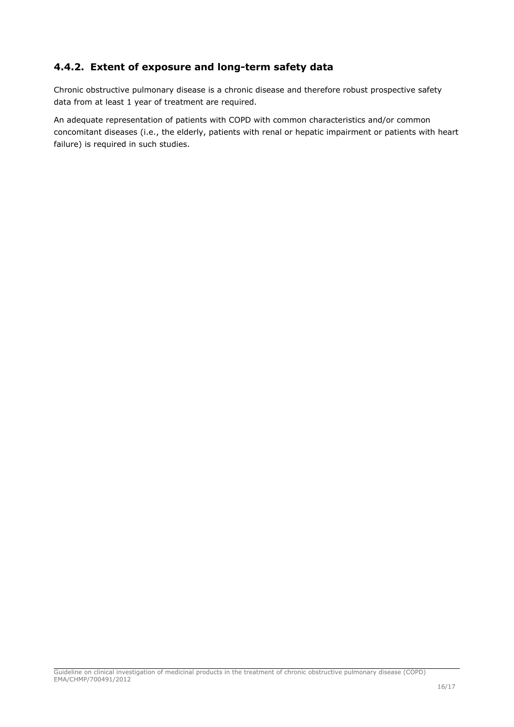### 4.4.2. Extent of exposure and long-term safety data

Chronic obstructive pulmonary disease is a chronic disease and therefore robust prospective safety data from at least 1 year of treatment are required.

An adequate representation of patients with COPD with common characteristics and/or common concomitant diseases (i.e., the elderly, patients with renal or hepatic impairment or patients with heart failure) is required in such studies.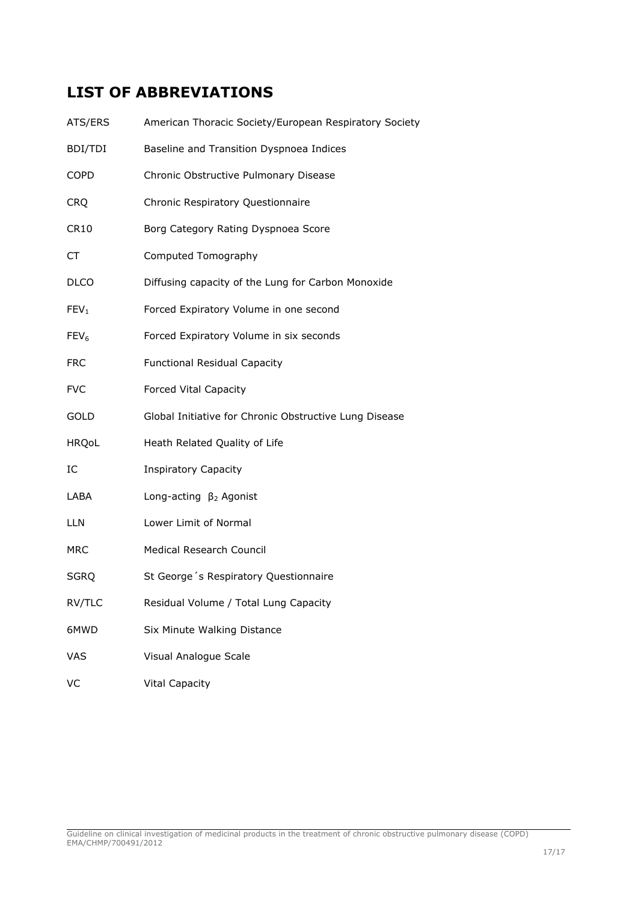## LIST OF ABBREVIATIONS

| | |
|---|---|
| ATS/ERS | American Thoracic Society/European Respiratory Society |
| BDI/TDI | Baseline and Transition Dyspnoea Indices |
| COPD | Chronic Obstructive Pulmonary Disease |
| CRQ | Chronic Respiratory Questionnaire |
| CR10 | Borg Category Rating Dyspnoea Score |
| CT | Computed Tomography |
| DLCO | Diffusing capacity of the Lung for Carbon Monoxide |
| $FEV_1$ | Forced Expiratory Volume in one second |
| $FEV_6$ | Forced Expiratory Volume in six seconds |
| FRC | Functional Residual Capacity |
| FVC | Forced Vital Capacity |
| GOLD | Global Initiative for Chronic Obstructive Lung Disease |
| HRQoL | Heath Related Quality of Life |
| IC | Inspiratory Capacity |
| LABA | Long-acting $\beta_2$ Agonist |
| LLN | Lower Limit of Normal |
| MRC | Medical Research Council |
| SGRQ | St George´s Respiratory Questionnaire |
| RV/TLC | Residual Volume / Total Lung Capacity |
| 6MWD | Six Minute Walking Distance |
| VAS | Visual Analogue Scale |
| VC | Vital Capacity |